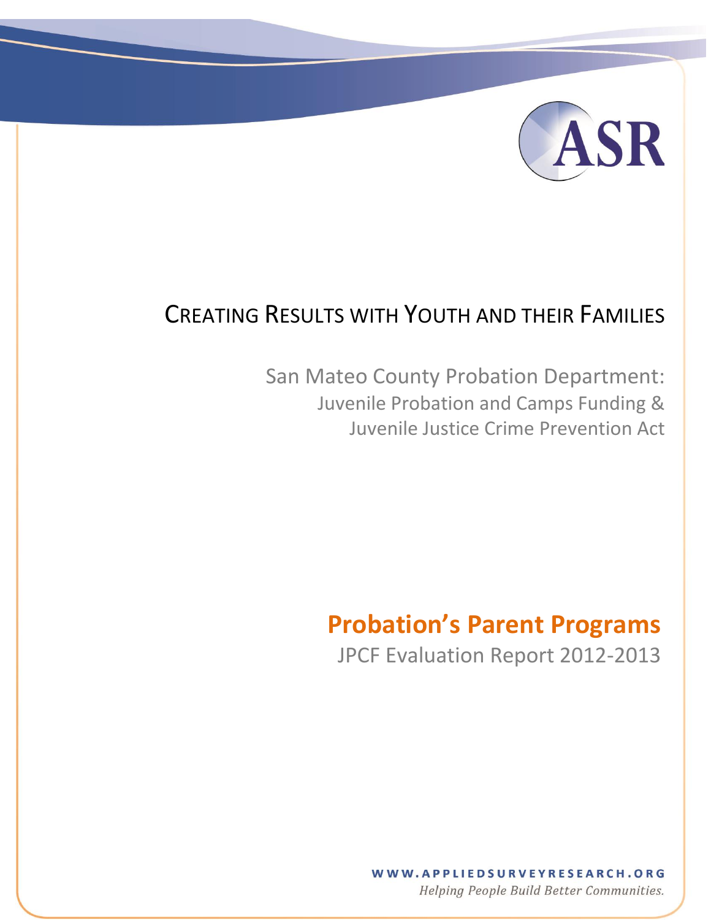ASR

# CREATING RESULTS WITH YOUTH AND THEIR FAMILIES

San Mateo County Probation Department:
Juvenile Probation and Camps Funding &
Juvenile Justice Crime Prevention Act

## Probation's Parent Programs

JPCF Evaluation Report 2012-2013

WWW.APPLIEDSURVEYRESEARCH.ORG

*Helping People Build Better Communities.*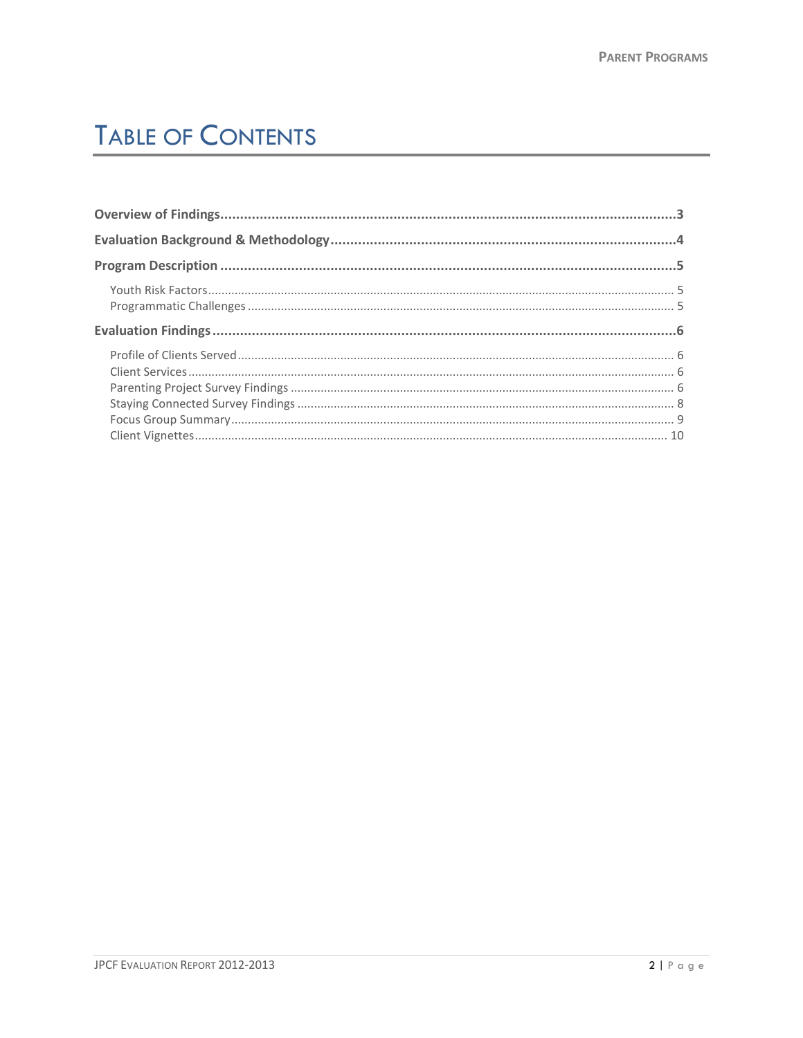# Table of Contents

**Overview of Findings** .......... **3**

**Evaluation Background & Methodology** .......... **4**

**Program Description** .......... **5**

- Youth Risk Factors .......... 5
- Programmatic Challenges .......... 5

**Evaluation Findings** .......... **6**

- Profile of Clients Served .......... 6
- Client Services .......... 6
- Parenting Project Survey Findings .......... 6
- Staying Connected Survey Findings .......... 8
- Focus Group Summary .......... 9
- Client Vignettes .......... 10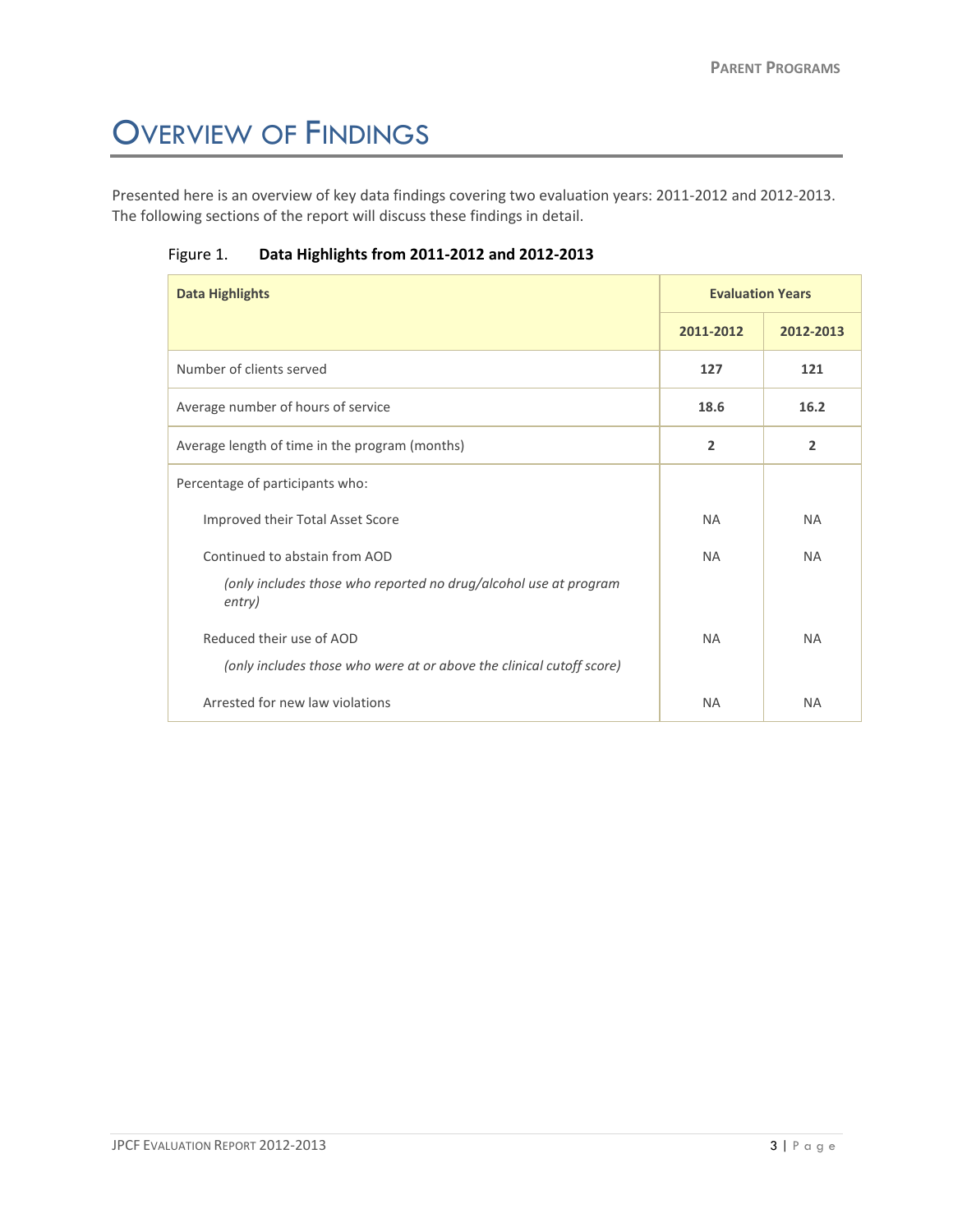# Overview of Findings

Presented here is an overview of key data findings covering two evaluation years: 2011-2012 and 2012-2013. The following sections of the report will discuss these findings in detail.

Figure 1. **Data Highlights from 2011-2012 and 2012-2013**

| **Data Highlights** | **Evaluation Years** | |
|---|---|---|
| | **2011-2012** | **2012-2013** |
| Number of clients served | **127** | **121** |
| Average number of hours of service | **18.6** | **16.2** |
| Average length of time in the program (months) | **2** | **2** |
| Percentage of participants who: | | |
| Improved their Total Asset Score | NA | NA |
| Continued to abstain from AOD *(only includes those who reported no drug/alcohol use at program entry)* | NA | NA |
| Reduced their use of AOD *(only includes those who were at or above the clinical cutoff score)* | NA | NA |
| Arrested for new law violations | NA | NA |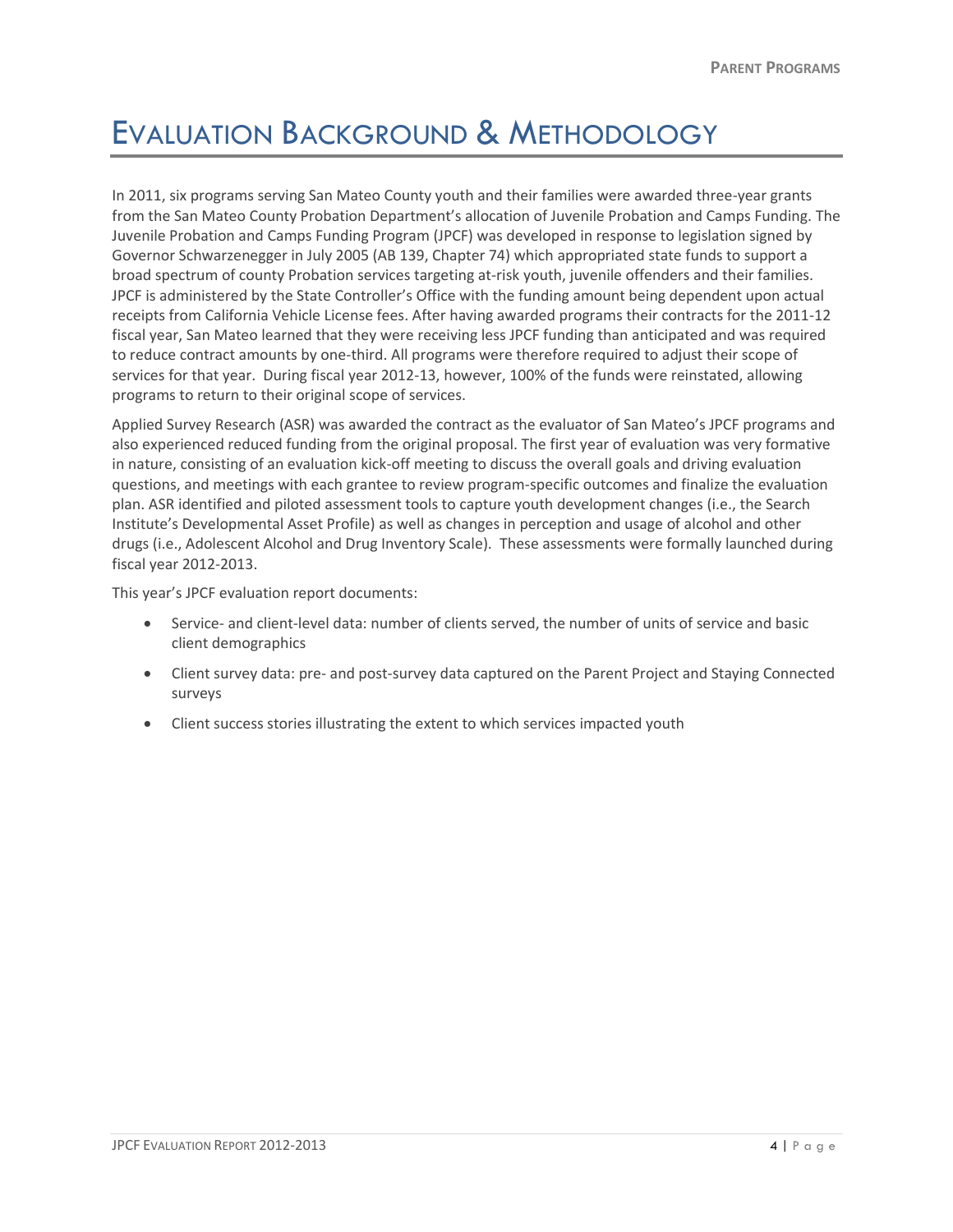# Evaluation Background & Methodology

In 2011, six programs serving San Mateo County youth and their families were awarded three-year grants from the San Mateo County Probation Department's allocation of Juvenile Probation and Camps Funding. The Juvenile Probation and Camps Funding Program (JPCF) was developed in response to legislation signed by Governor Schwarzenegger in July 2005 (AB 139, Chapter 74) which appropriated state funds to support a broad spectrum of county Probation services targeting at-risk youth, juvenile offenders and their families. JPCF is administered by the State Controller's Office with the funding amount being dependent upon actual receipts from California Vehicle License fees. After having awarded programs their contracts for the 2011-12 fiscal year, San Mateo learned that they were receiving less JPCF funding than anticipated and was required to reduce contract amounts by one-third. All programs were therefore required to adjust their scope of services for that year. During fiscal year 2012-13, however, 100% of the funds were reinstated, allowing programs to return to their original scope of services.

Applied Survey Research (ASR) was awarded the contract as the evaluator of San Mateo's JPCF programs and also experienced reduced funding from the original proposal. The first year of evaluation was very formative in nature, consisting of an evaluation kick-off meeting to discuss the overall goals and driving evaluation questions, and meetings with each grantee to review program-specific outcomes and finalize the evaluation plan. ASR identified and piloted assessment tools to capture youth development changes (i.e., the Search Institute's Developmental Asset Profile) as well as changes in perception and usage of alcohol and other drugs (i.e., Adolescent Alcohol and Drug Inventory Scale). These assessments were formally launched during fiscal year 2012-2013.

This year's JPCF evaluation report documents:

- Service- and client-level data: number of clients served, the number of units of service and basic client demographics
- Client survey data: pre- and post-survey data captured on the Parent Project and Staying Connected surveys
- Client success stories illustrating the extent to which services impacted youth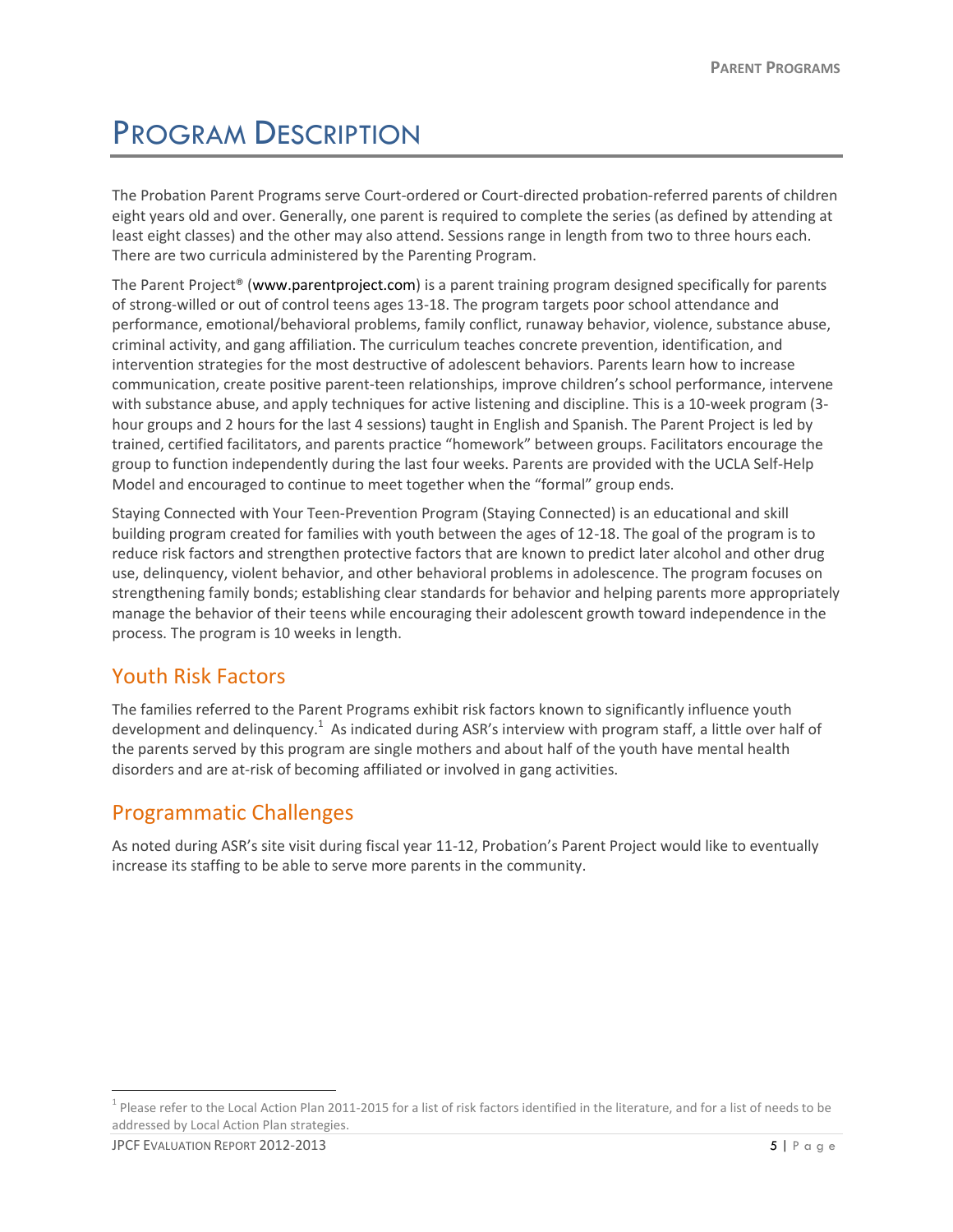# Program Description

The Probation Parent Programs serve Court-ordered or Court-directed probation-referred parents of children eight years old and over. Generally, one parent is required to complete the series (as defined by attending at least eight classes) and the other may also attend. Sessions range in length from two to three hours each. There are two curricula administered by the Parenting Program.

The Parent Project® (www.parentproject.com) is a parent training program designed specifically for parents of strong-willed or out of control teens ages 13-18. The program targets poor school attendance and performance, emotional/behavioral problems, family conflict, runaway behavior, violence, substance abuse, criminal activity, and gang affiliation. The curriculum teaches concrete prevention, identification, and intervention strategies for the most destructive of adolescent behaviors. Parents learn how to increase communication, create positive parent-teen relationships, improve children's school performance, intervene with substance abuse, and apply techniques for active listening and discipline. This is a 10-week program (3-hour groups and 2 hours for the last 4 sessions) taught in English and Spanish. The Parent Project is led by trained, certified facilitators, and parents practice "homework" between groups. Facilitators encourage the group to function independently during the last four weeks. Parents are provided with the UCLA Self-Help Model and encouraged to continue to meet together when the "formal" group ends.

Staying Connected with Your Teen-Prevention Program (Staying Connected) is an educational and skill building program created for families with youth between the ages of 12-18. The goal of the program is to reduce risk factors and strengthen protective factors that are known to predict later alcohol and other drug use, delinquency, violent behavior, and other behavioral problems in adolescence. The program focuses on strengthening family bonds; establishing clear standards for behavior and helping parents more appropriately manage the behavior of their teens while encouraging their adolescent growth toward independence in the process. The program is 10 weeks in length.

## Youth Risk Factors

The families referred to the Parent Programs exhibit risk factors known to significantly influence youth development and delinquency.[1] As indicated during ASR's interview with program staff, a little over half of the parents served by this program are single mothers and about half of the youth have mental health disorders and are at-risk of becoming affiliated or involved in gang activities.

## Programmatic Challenges

As noted during ASR's site visit during fiscal year 11-12, Probation's Parent Project would like to eventually increase its staffing to be able to serve more parents in the community.

[1] Please refer to the Local Action Plan 2011-2015 for a list of risk factors identified in the literature, and for a list of needs to be addressed by Local Action Plan strategies.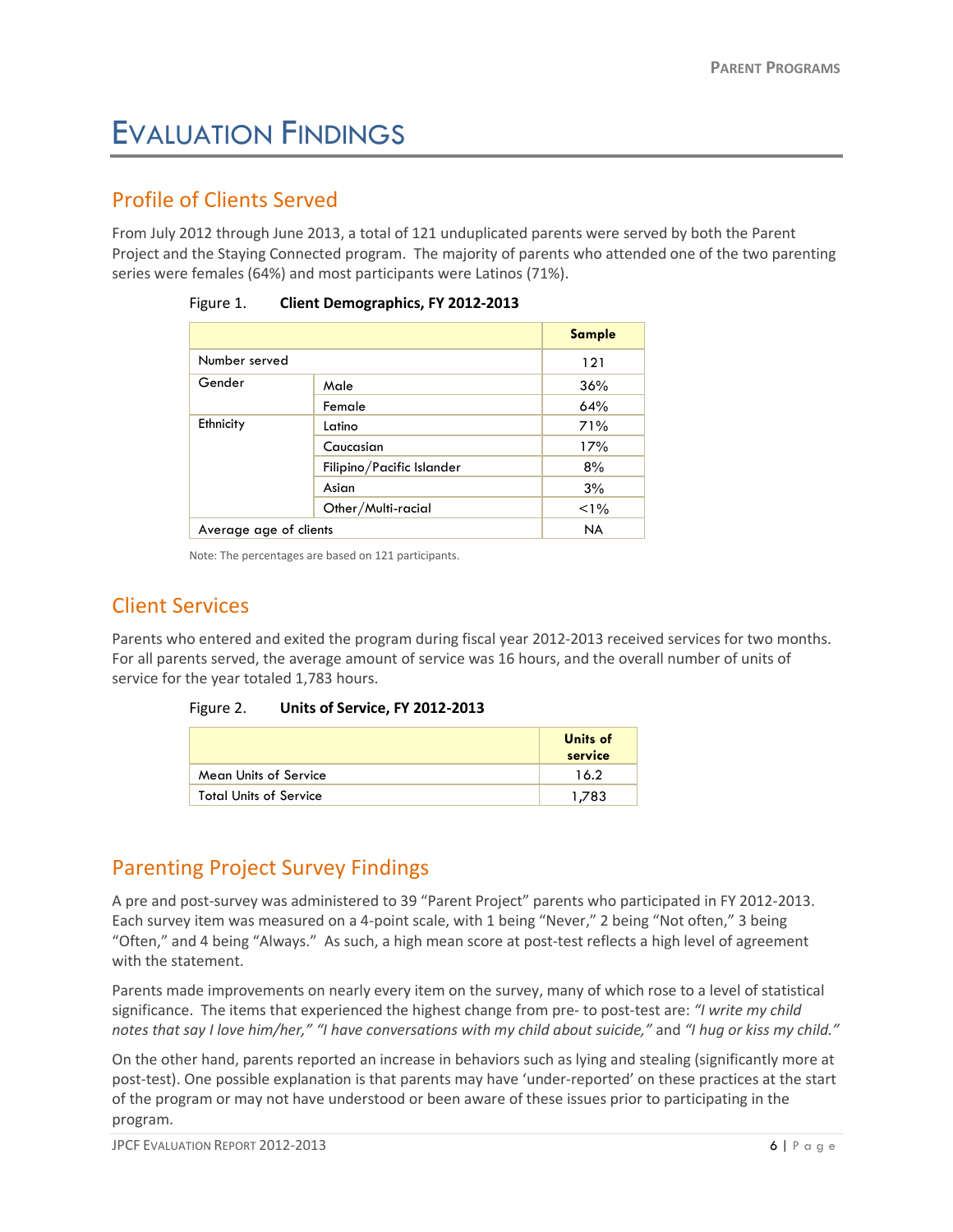# EVALUATION FINDINGS

## Profile of Clients Served

From July 2012 through June 2013, a total of 121 unduplicated parents were served by both the Parent Project and the Staying Connected program. The majority of parents who attended one of the two parenting series were females (64%) and most participants were Latinos (71%).

Figure 1. **Client Demographics, FY 2012-2013**

| | | Sample |
|---|---|---|
| Number served | | 121 |
| Gender | Male | 36% |
| | Female | 64% |
| Ethnicity | Latino | 71% |
| | Caucasian | 17% |
| | Filipino/Pacific Islander | 8% |
| | Asian | 3% |
| | Other/Multi-racial | <1% |
| Average age of clients | | NA |

Note: The percentages are based on 121 participants.

## Client Services

Parents who entered and exited the program during fiscal year 2012-2013 received services for two months. For all parents served, the average amount of service was 16 hours, and the overall number of units of service for the year totaled 1,783 hours.

Figure 2. **Units of Service, FY 2012-2013**

| | Units of service |
|---|---|
| Mean Units of Service | 16.2 |
| Total Units of Service | 1,783 |

## Parenting Project Survey Findings

A pre and post-survey was administered to 39 "Parent Project" parents who participated in FY 2012-2013. Each survey item was measured on a 4-point scale, with 1 being "Never," 2 being "Not often," 3 being "Often," and 4 being "Always." As such, a high mean score at post-test reflects a high level of agreement with the statement.

Parents made improvements on nearly every item on the survey, many of which rose to a level of statistical significance. The items that experienced the highest change from pre- to post-test are: *"I write my child notes that say I love him/her," "I have conversations with my child about suicide,"* and *"I hug or kiss my child."*

On the other hand, parents reported an increase in behaviors such as lying and stealing (significantly more at post-test). One possible explanation is that parents may have 'under-reported' on these practices at the start of the program or may not have understood or been aware of these issues prior to participating in the program.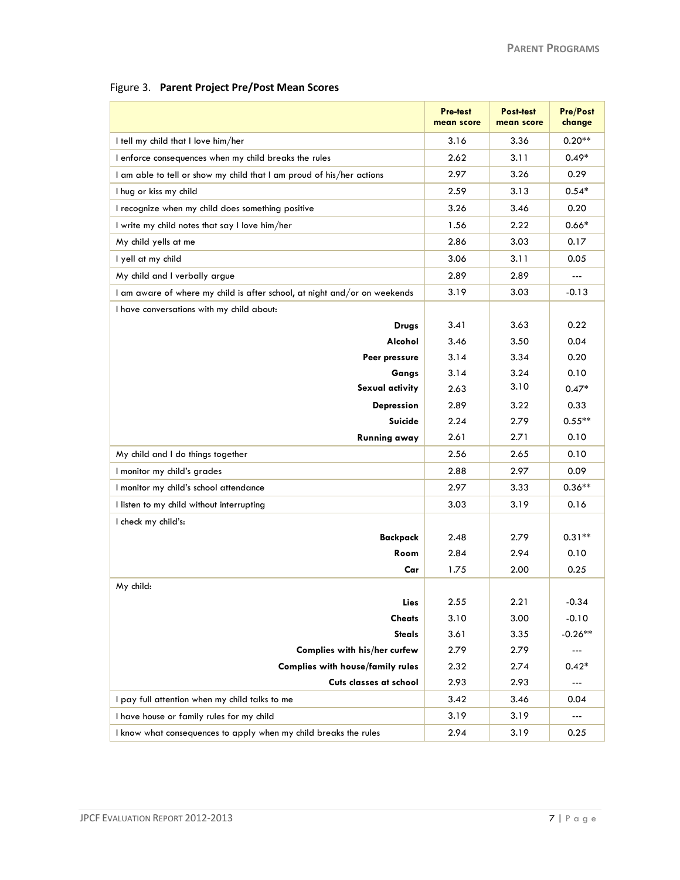Figure 3. **Parent Project Pre/Post Mean Scores**

| | Pre-test mean score | Post-test mean score | Pre/Post change |
|---|---|---|---|
| I tell my child that I love him/her | 3.16 | 3.36 | 0.20** |
| I enforce consequences when my child breaks the rules | 2.62 | 3.11 | 0.49* |
| I am able to tell or show my child that I am proud of his/her actions | 2.97 | 3.26 | 0.29 |
| I hug or kiss my child | 2.59 | 3.13 | 0.54* |
| I recognize when my child does something positive | 3.26 | 3.46 | 0.20 |
| I write my child notes that say I love him/her | 1.56 | 2.22 | 0.66* |
| My child yells at me | 2.86 | 3.03 | 0.17 |
| I yell at my child | 3.06 | 3.11 | 0.05 |
| My child and I verbally argue | 2.89 | 2.89 | --- |
| I am aware of where my child is after school, at night and/or on weekends | 3.19 | 3.03 | -0.13 |
| I have conversations with my child about: | | | |
| **Drugs** | 3.41 | 3.63 | 0.22 |
| **Alcohol** | 3.46 | 3.50 | 0.04 |
| **Peer pressure** | 3.14 | 3.34 | 0.20 |
| **Gangs** | 3.14 | 3.24 | 0.10 |
| **Sexual activity** | 2.63 | 3.10 | 0.47* |
| **Depression** | 2.89 | 3.22 | 0.33 |
| **Suicide** | 2.24 | 2.79 | 0.55** |
| **Running away** | 2.61 | 2.71 | 0.10 |
| My child and I do things together | 2.56 | 2.65 | 0.10 |
| I monitor my child's grades | 2.88 | 2.97 | 0.09 |
| I monitor my child's school attendance | 2.97 | 3.33 | 0.36** |
| I listen to my child without interrupting | 3.03 | 3.19 | 0.16 |
| I check my child's: | | | |
| **Backpack** | 2.48 | 2.79 | 0.31** |
| **Room** | 2.84 | 2.94 | 0.10 |
| **Car** | 1.75 | 2.00 | 0.25 |
| My child: | | | |
| **Lies** | 2.55 | 2.21 | -0.34 |
| **Cheats** | 3.10 | 3.00 | -0.10 |
| **Steals** | 3.61 | 3.35 | -0.26** |
| **Complies with his/her curfew** | 2.79 | 2.79 | --- |
| **Complies with house/family rules** | 2.32 | 2.74 | 0.42* |
| **Cuts classes at school** | 2.93 | 2.93 | --- |
| I pay full attention when my child talks to me | 3.42 | 3.46 | 0.04 |
| I have house or family rules for my child | 3.19 | 3.19 | --- |
| I know what consequences to apply when my child breaks the rules | 2.94 | 3.19 | 0.25 |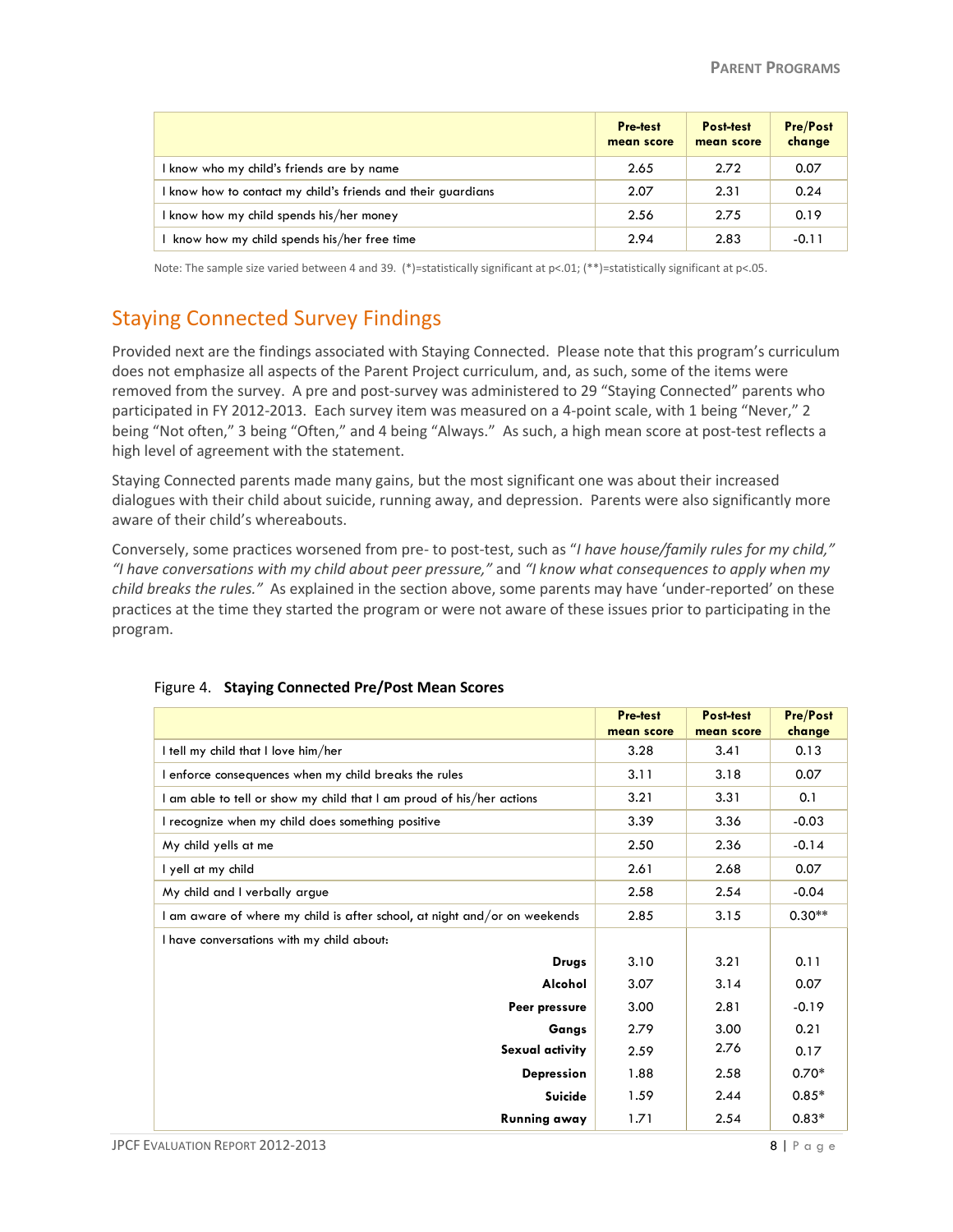| | Pre-test mean score | Post-test mean score | Pre/Post change |
|---|---|---|---|
| I know who my child's friends are by name | 2.65 | 2.72 | 0.07 |
| I know how to contact my child's friends and their guardians | 2.07 | 2.31 | 0.24 |
| I know how my child spends his/her money | 2.56 | 2.75 | 0.19 |
| I know how my child spends his/her free time | 2.94 | 2.83 | -0.11 |

Note: The sample size varied between 4 and 39. (*)=statistically significant at p<.01; (**)=statistically significant at p<.05.

## Staying Connected Survey Findings

Provided next are the findings associated with Staying Connected. Please note that this program's curriculum does not emphasize all aspects of the Parent Project curriculum, and, as such, some of the items were removed from the survey. A pre and post-survey was administered to 29 "Staying Connected" parents who participated in FY 2012-2013. Each survey item was measured on a 4-point scale, with 1 being "Never," 2 being "Not often," 3 being "Often," and 4 being "Always." As such, a high mean score at post-test reflects a high level of agreement with the statement.

Staying Connected parents made many gains, but the most significant one was about their increased dialogues with their child about suicide, running away, and depression. Parents were also significantly more aware of their child's whereabouts.

Conversely, some practices worsened from pre- to post-test, such as "*I have house/family rules for my child," "I have conversations with my child about peer pressure,"* and *"I know what consequences to apply when my child breaks the rules."* As explained in the section above, some parents may have 'under-reported' on these practices at the time they started the program or were not aware of these issues prior to participating in the program.

Figure 4. **Staying Connected Pre/Post Mean Scores**

| | Pre-test mean score | Post-test mean score | Pre/Post change |
|---|---|---|---|
| I tell my child that I love him/her | 3.28 | 3.41 | 0.13 |
| I enforce consequences when my child breaks the rules | 3.11 | 3.18 | 0.07 |
| I am able to tell or show my child that I am proud of his/her actions | 3.21 | 3.31 | 0.1 |
| I recognize when my child does something positive | 3.39 | 3.36 | -0.03 |
| My child yells at me | 2.50 | 2.36 | -0.14 |
| I yell at my child | 2.61 | 2.68 | 0.07 |
| My child and I verbally argue | 2.58 | 2.54 | -0.04 |
| I am aware of where my child is after school, at night and/or on weekends | 2.85 | 3.15 | 0.30** |
| I have conversations with my child about: | | | |
| **Drugs** | 3.10 | 3.21 | 0.11 |
| **Alcohol** | 3.07 | 3.14 | 0.07 |
| **Peer pressure** | 3.00 | 2.81 | -0.19 |
| **Gangs** | 2.79 | 3.00 | 0.21 |
| **Sexual activity** | 2.59 | 2.76 | 0.17 |
| **Depression** | 1.88 | 2.58 | 0.70* |
| **Suicide** | 1.59 | 2.44 | 0.85* |
| **Running away** | 1.71 | 2.54 | 0.83* |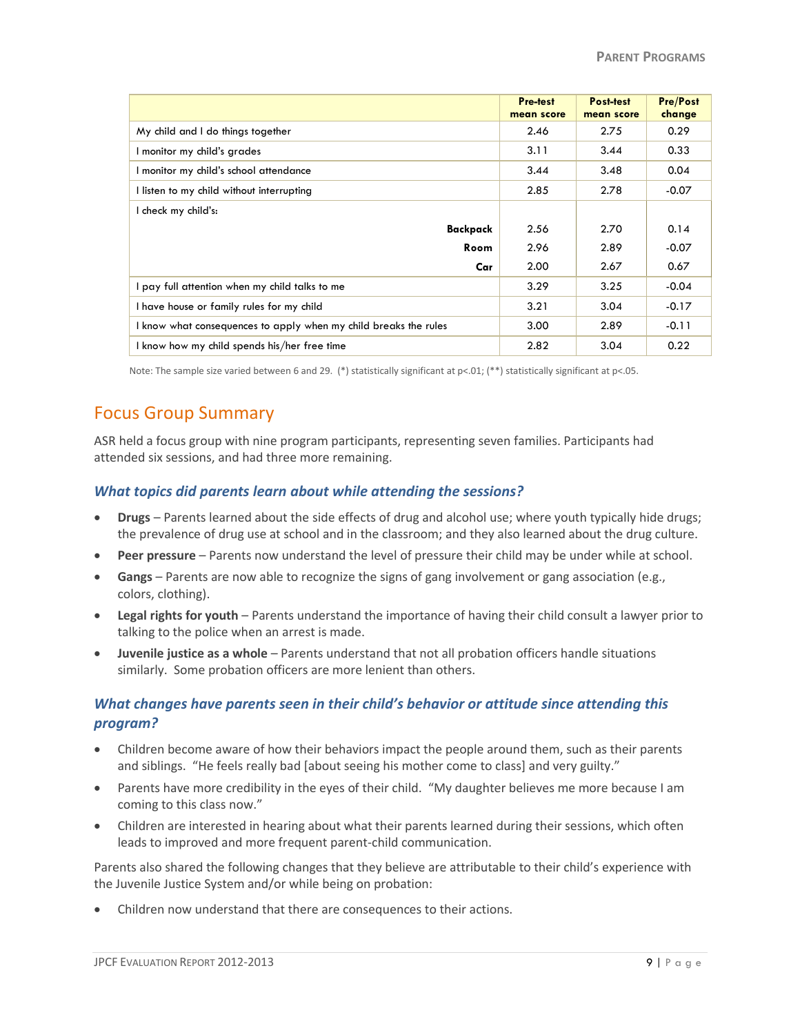| | Pre-test mean score | Post-test mean score | Pre/Post change |
|---|---|---|---|
| My child and I do things together | 2.46 | 2.75 | 0.29 |
| I monitor my child's grades | 3.11 | 3.44 | 0.33 |
| I monitor my child's school attendance | 3.44 | 3.48 | 0.04 |
| I listen to my child without interrupting | 2.85 | 2.78 | -0.07 |
| I check my child's: | | | |
| **Backpack** | 2.56 | 2.70 | 0.14 |
| **Room** | 2.96 | 2.89 | -0.07 |
| **Car** | 2.00 | 2.67 | 0.67 |
| I pay full attention when my child talks to me | 3.29 | 3.25 | -0.04 |
| I have house or family rules for my child | 3.21 | 3.04 | -0.17 |
| I know what consequences to apply when my child breaks the rules | 3.00 | 2.89 | -0.11 |
| I know how my child spends his/her free time | 2.82 | 3.04 | 0.22 |

Note: The sample size varied between 6 and 29. (*) statistically significant at p<.01; (**) statistically significant at p<.05.

## Focus Group Summary

ASR held a focus group with nine program participants, representing seven families. Participants had attended six sessions, and had three more remaining.

### *What topics did parents learn about while attending the sessions?*

- **Drugs** – Parents learned about the side effects of drug and alcohol use; where youth typically hide drugs; the prevalence of drug use at school and in the classroom; and they also learned about the drug culture.
- **Peer pressure** – Parents now understand the level of pressure their child may be under while at school.
- **Gangs** – Parents are now able to recognize the signs of gang involvement or gang association (e.g., colors, clothing).
- **Legal rights for youth** – Parents understand the importance of having their child consult a lawyer prior to talking to the police when an arrest is made.
- **Juvenile justice as a whole** – Parents understand that not all probation officers handle situations similarly. Some probation officers are more lenient than others.

### *What changes have parents seen in their child's behavior or attitude since attending this program?*

- Children become aware of how their behaviors impact the people around them, such as their parents and siblings. "He feels really bad [about seeing his mother come to class] and very guilty."
- Parents have more credibility in the eyes of their child. "My daughter believes me more because I am coming to this class now."
- Children are interested in hearing about what their parents learned during their sessions, which often leads to improved and more frequent parent-child communication.

Parents also shared the following changes that they believe are attributable to their child's experience with the Juvenile Justice System and/or while being on probation:

- Children now understand that there are consequences to their actions.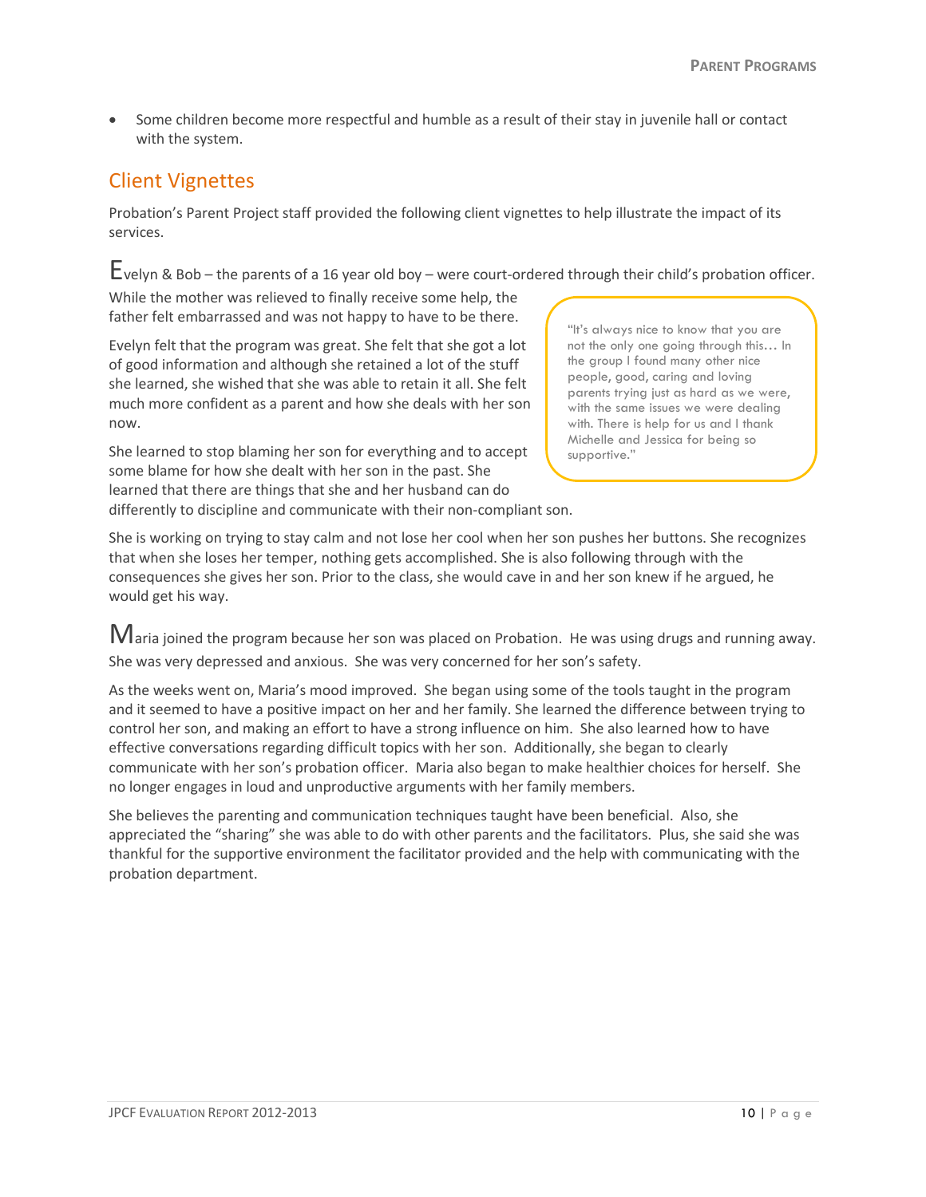- Some children become more respectful and humble as a result of their stay in juvenile hall or contact with the system.

## Client Vignettes

Probation's Parent Project staff provided the following client vignettes to help illustrate the impact of its services.

Evelyn & Bob – the parents of a 16 year old boy – were court-ordered through their child's probation officer. While the mother was relieved to finally receive some help, the father felt embarrassed and was not happy to have to be there.

Evelyn felt that the program was great. She felt that she got a lot of good information and although she retained a lot of the stuff she learned, she wished that she was able to retain it all. She felt much more confident as a parent and how she deals with her son now.

She learned to stop blaming her son for everything and to accept some blame for how she dealt with her son in the past. She learned that there are things that she and her husband can do differently to discipline and communicate with their non-compliant son.

> "It's always nice to know that you are not the only one going through this… In the group I found many other nice people, good, caring and loving parents trying just as hard as we were, with the same issues we were dealing with. There is help for us and I thank Michelle and Jessica for being so supportive."

She is working on trying to stay calm and not lose her cool when her son pushes her buttons. She recognizes that when she loses her temper, nothing gets accomplished. She is also following through with the consequences she gives her son. Prior to the class, she would cave in and her son knew if he argued, he would get his way.

Maria joined the program because her son was placed on Probation. He was using drugs and running away. She was very depressed and anxious. She was very concerned for her son's safety.

As the weeks went on, Maria's mood improved. She began using some of the tools taught in the program and it seemed to have a positive impact on her and her family. She learned the difference between trying to control her son, and making an effort to have a strong influence on him. She also learned how to have effective conversations regarding difficult topics with her son. Additionally, she began to clearly communicate with her son's probation officer. Maria also began to make healthier choices for herself. She no longer engages in loud and unproductive arguments with her family members.

She believes the parenting and communication techniques taught have been beneficial. Also, she appreciated the "sharing" she was able to do with other parents and the facilitators. Plus, she said she was thankful for the supportive environment the facilitator provided and the help with communicating with the probation department.